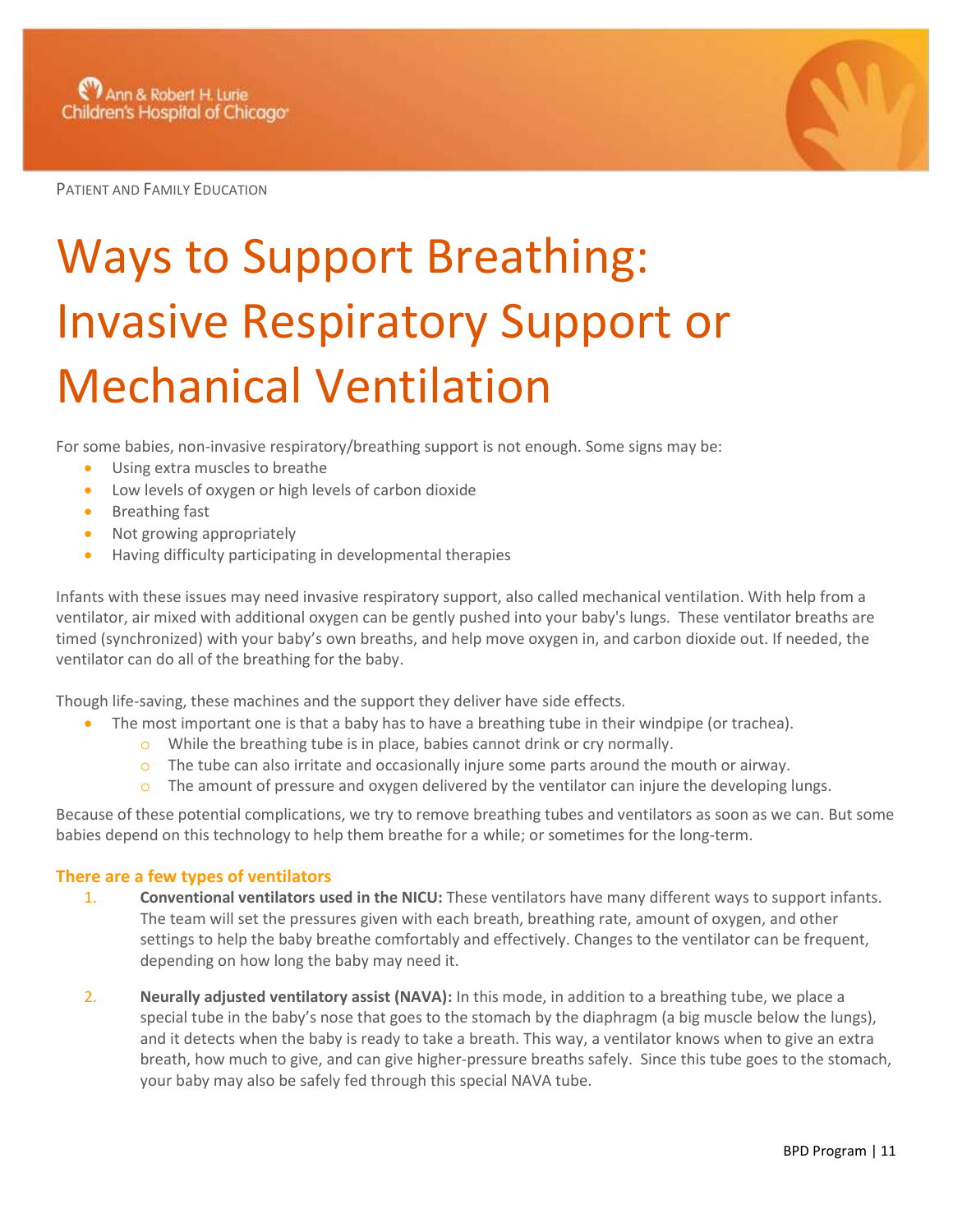Ann & Robert H. Lurie Children's Hospital of Chicago

PATIENT AND FAMILY EDUCATION

# Ways to Support Breathing: Invasive Respiratory Support or Mechanical Ventilation

For some babies, non-invasive respiratory/breathing support is not enough. Some signs may be:

- Using extra muscles to breathe
- Low levels of oxygen or high levels of carbon dioxide
- Breathing fast
- Not growing appropriately
- Having difficulty participating in developmental therapies

Infants with these issues may need invasive respiratory support, also called mechanical ventilation. With help from a ventilator, air mixed with additional oxygen can be gently pushed into your baby's lungs. These ventilator breaths are timed (synchronized) with your baby's own breaths, and help move oxygen in, and carbon dioxide out. If needed, the ventilator can do all of the breathing for the baby.

Though life-saving, these machines and the support they deliver have side effects.

- The most important one is that a baby has to have a breathing tube in their windpipe (or trachea).
  - While the breathing tube is in place, babies cannot drink or cry normally.
  - The tube can also irritate and occasionally injure some parts around the mouth or airway.
  - The amount of pressure and oxygen delivered by the ventilator can injure the developing lungs.

Because of these potential complications, we try to remove breathing tubes and ventilators as soon as we can. But some babies depend on this technology to help them breathe for a while; or sometimes for the long-term.

### There are a few types of ventilators

1. **Conventional ventilators used in the NICU:** These ventilators have many different ways to support infants. The team will set the pressures given with each breath, breathing rate, amount of oxygen, and other settings to help the baby breathe comfortably and effectively. Changes to the ventilator can be frequent, depending on how long the baby may need it.

2. **Neurally adjusted ventilatory assist (NAVA):** In this mode, in addition to a breathing tube, we place a special tube in the baby's nose that goes to the stomach by the diaphragm (a big muscle below the lungs), and it detects when the baby is ready to take a breath. This way, a ventilator knows when to give an extra breath, how much to give, and can give higher-pressure breaths safely. Since this tube goes to the stomach, your baby may also be safely fed through this special NAVA tube.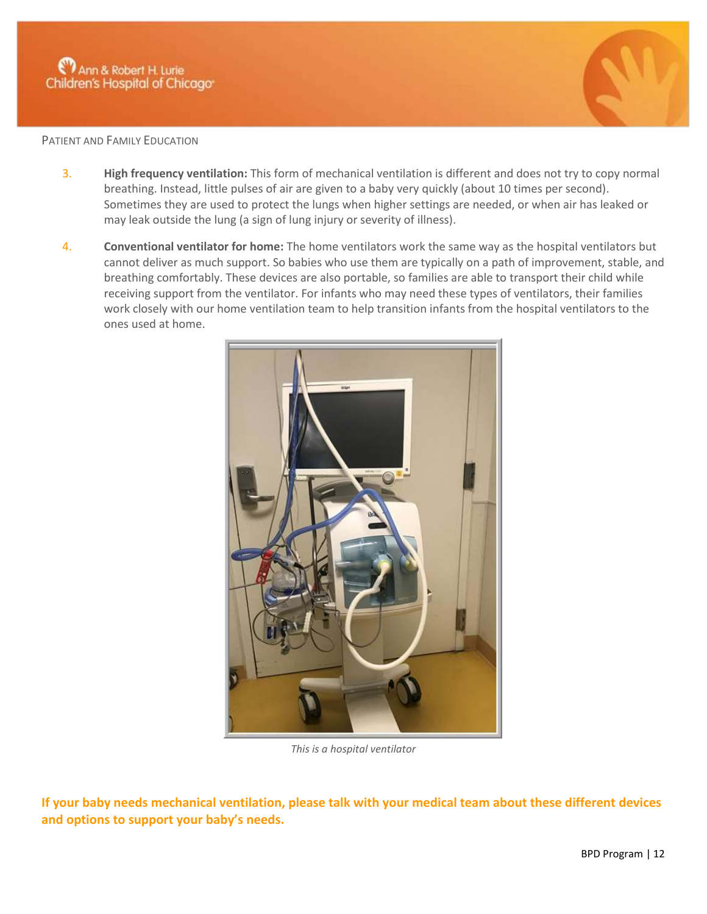3. **High frequency ventilation:** This form of mechanical ventilation is different and does not try to copy normal breathing. Instead, little pulses of air are given to a baby very quickly (about 10 times per second). Sometimes they are used to protect the lungs when higher settings are needed, or when air has leaked or may leak outside the lung (a sign of lung injury or severity of illness).

4. **Conventional ventilator for home:** The home ventilators work the same way as the hospital ventilators but cannot deliver as much support. So babies who use them are typically on a path of improvement, stable, and breathing comfortably. These devices are also portable, so families are able to transport their child while receiving support from the ventilator. For infants who may need these types of ventilators, their families work closely with our home ventilation team to help transition infants from the hospital ventilators to the ones used at home.

*This is a hospital ventilator*

**If your baby needs mechanical ventilation, please talk with your medical team about these different devices and options to support your baby's needs.**